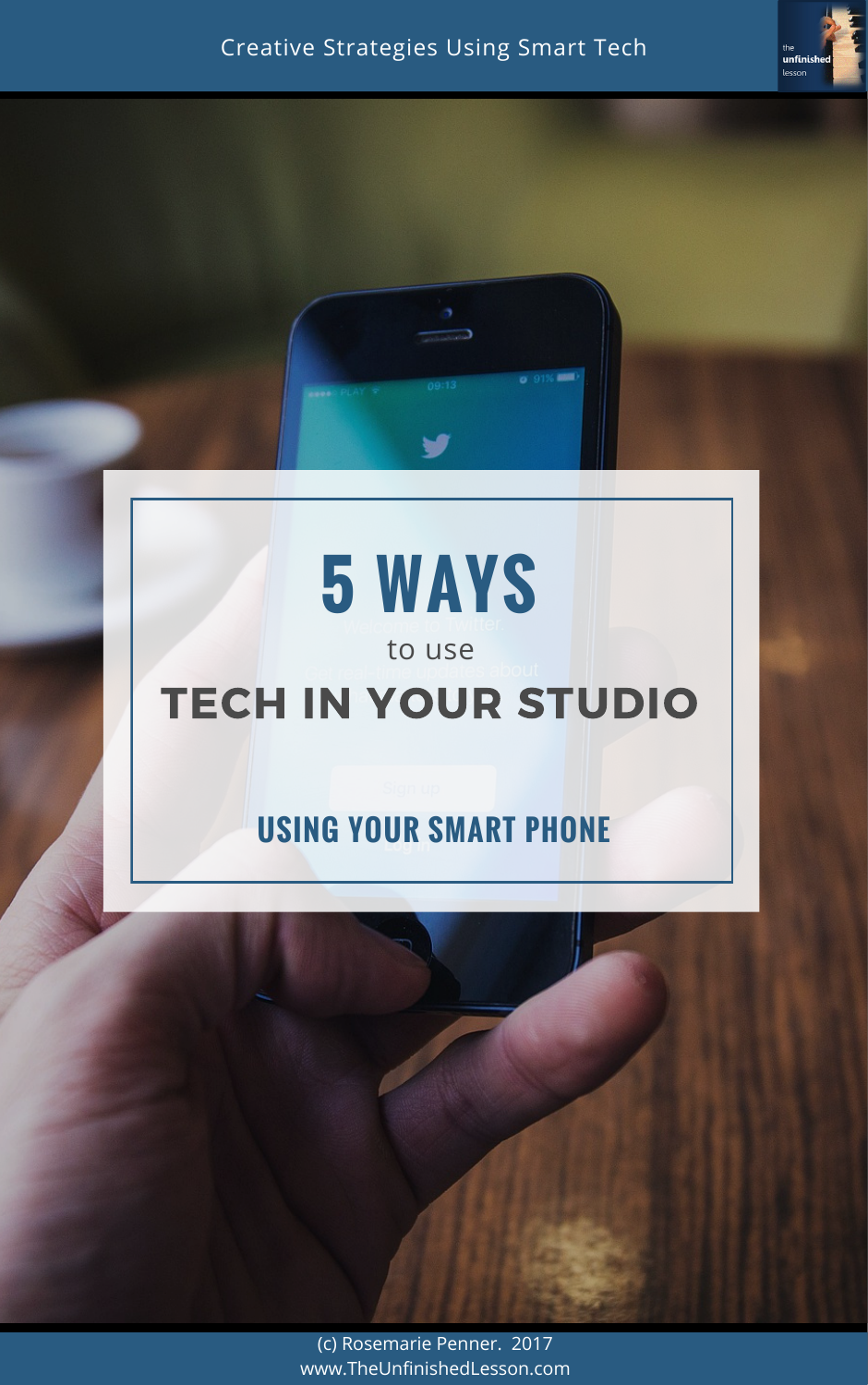Creative Strategies Using Smart Tech

# 5 WAYS

to use

# TECH IN YOUR STUDIO

## USING YOUR SMART PHONE

(c) Rosemarie Penner. 2017
www.TheUnfinishedLesson.com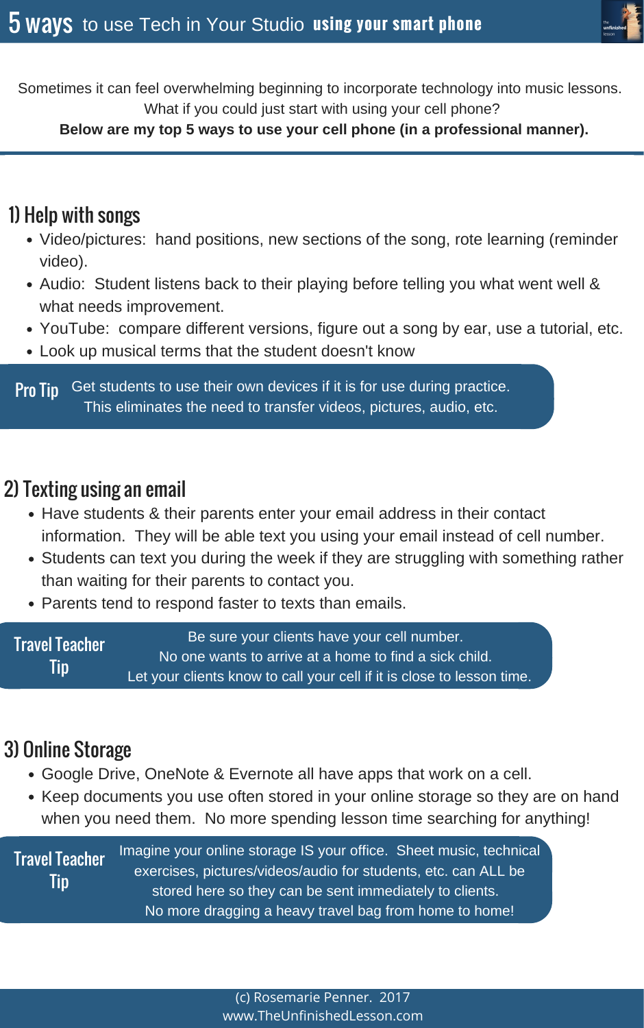# 5 ways to use Tech in Your Studio **using your smart phone**

Sometimes it can feel overwhelming beginning to incorporate technology into music lessons. What if you could just start with using your cell phone?

**Below are my top 5 ways to use your cell phone (in a professional manner).**

## 1) Help with songs

- Video/pictures: hand positions, new sections of the song, rote learning (reminder video).
- Audio: Student listens back to their playing before telling you what went well & what needs improvement.
- YouTube: compare different versions, figure out a song by ear, use a tutorial, etc.
- Look up musical terms that the student doesn't know

**Pro Tip** Get students to use their own devices if it is for use during practice. This eliminates the need to transfer videos, pictures, audio, etc.

## 2) Texting using an email

- Have students & their parents enter your email address in their contact information. They will be able text you using your email instead of cell number.
- Students can text you during the week if they are struggling with something rather than waiting for their parents to contact you.
- Parents tend to respond faster to texts than emails.

**Travel Teacher Tip** Be sure your clients have your cell number. No one wants to arrive at a home to find a sick child. Let your clients know to call your cell if it is close to lesson time.

## 3) Online Storage

- Google Drive, OneNote & Evernote all have apps that work on a cell.
- Keep documents you use often stored in your online storage so they are on hand when you need them. No more spending lesson time searching for anything!

**Travel Teacher Tip** Imagine your online storage IS your office. Sheet music, technical exercises, pictures/videos/audio for students, etc. can ALL be stored here so they can be sent immediately to clients. No more dragging a heavy travel bag from home to home!

(c) Rosemarie Penner. 2017
www.TheUnfinishedLesson.com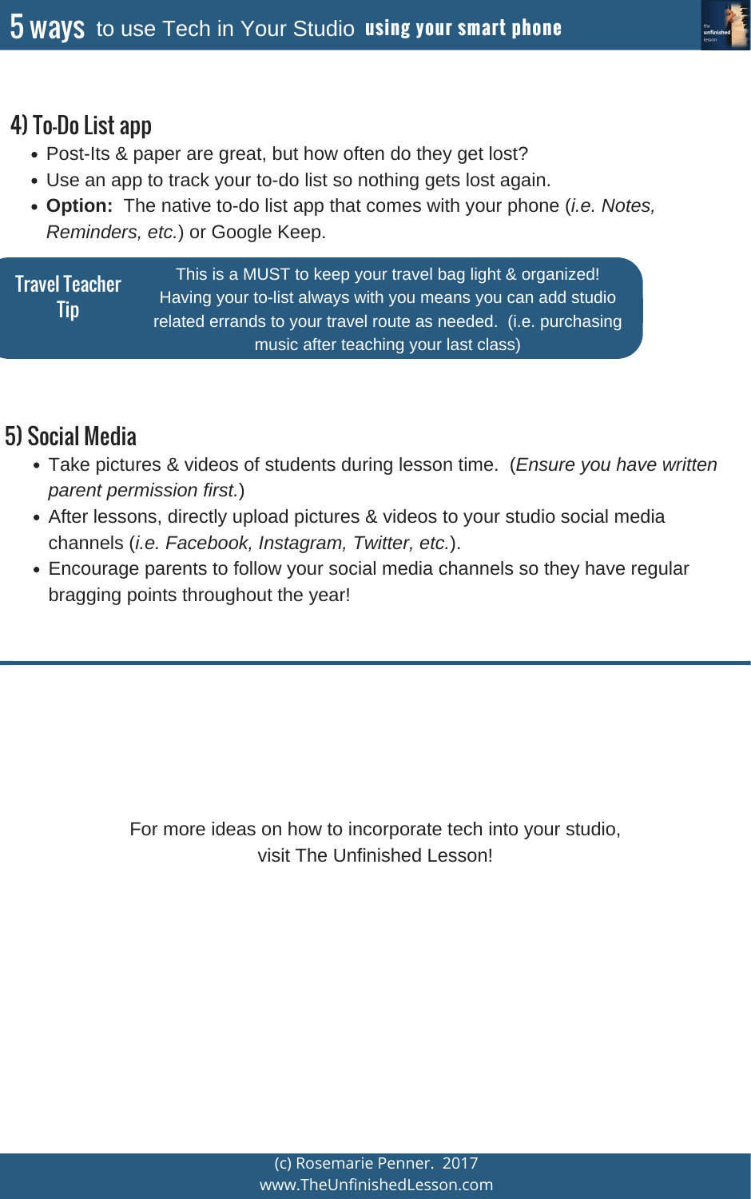## 4) To-Do List app

- Post-Its & paper are great, but how often do they get lost?
- Use an app to track your to-do list so nothing gets lost again.
- **Option:** The native to-do list app that comes with your phone (*i.e. Notes, Reminders, etc.*) or Google Keep.

**Travel Teacher Tip**

This is a MUST to keep your travel bag light & organized! Having your to-list always with you means you can add studio related errands to your travel route as needed. (i.e. purchasing music after teaching your last class)

## 5) Social Media

- Take pictures & videos of students during lesson time. (*Ensure you have written parent permission first.*)
- After lessons, directly upload pictures & videos to your studio social media channels (*i.e. Facebook, Instagram, Twitter, etc.*).
- Encourage parents to follow your social media channels so they have regular bragging points throughout the year!

For more ideas on how to incorporate tech into your studio, visit The Unfinished Lesson!